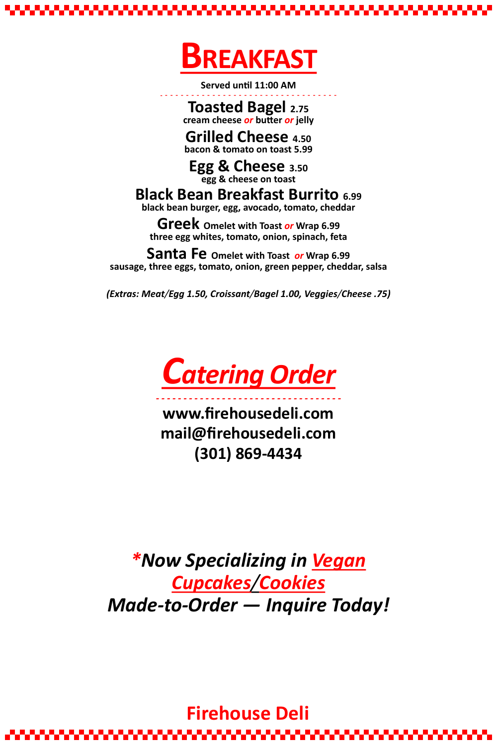# BREAKFAST

**Served until 11:00 AM**

**Toasted Bagel** 2.75
cream cheese *or* butter *or* jelly

**Grilled Cheese** 4.50
bacon & tomato on toast 5.99

**Egg & Cheese** 3.50
egg & cheese on toast

**Black Bean Breakfast Burrito** 6.99
black bean burger, egg, avocado, tomato, cheddar

**Greek** Omelet with Toast *or* Wrap 6.99
three egg whites, tomato, onion, spinach, feta

**Santa Fe** Omelet with Toast *or* Wrap 6.99
sausage, three eggs, tomato, onion, green pepper, cheddar, salsa

*(Extras: Meat/Egg 1.50, Croissant/Bagel 1.00, Veggies/Cheese .75)*

## *Catering Order*

**www.firehousedeli.com**
**mail@firehousedeli.com**
**(301) 869-4434**

***Now Specializing in Vegan Cupcakes/Cookies***
***Made-to-Order — Inquire Today!***

**Firehouse Deli**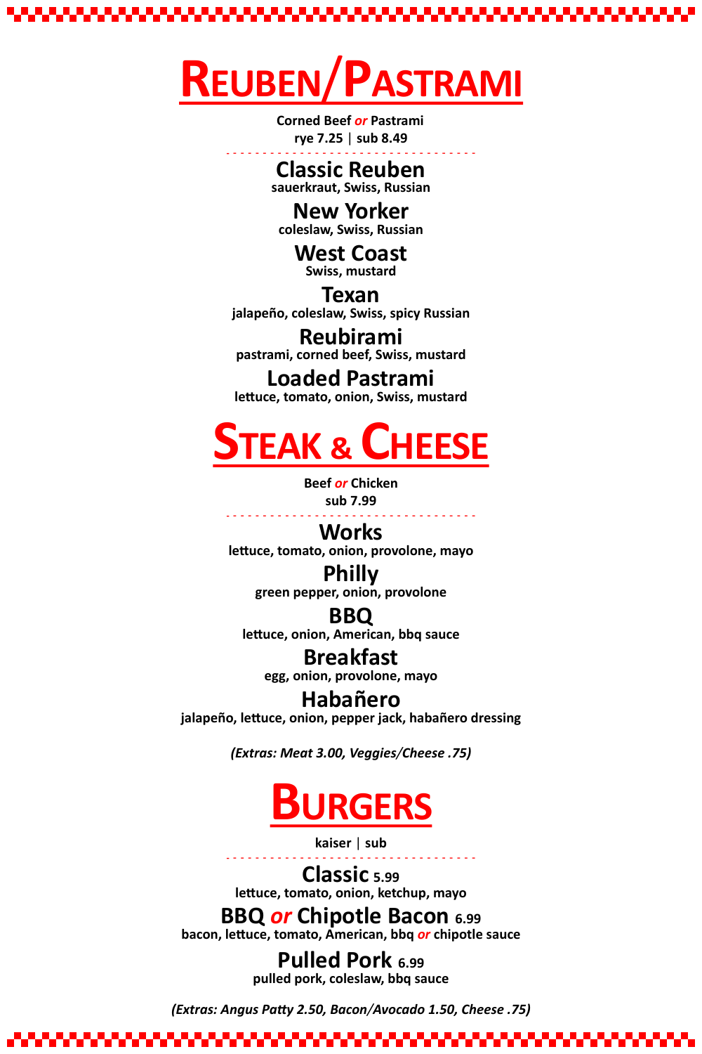# Reuben/Pastrami

**Corned Beef *or* Pastrami**
**rye 7.25 | sub 8.49**

---

### Classic Reuben
**sauerkraut, Swiss, Russian**

### New Yorker
**coleslaw, Swiss, Russian**

### West Coast
**Swiss, mustard**

### Texan
**jalapeño, coleslaw, Swiss, spicy Russian**

### Reubirami
**pastrami, corned beef, Swiss, mustard**

### Loaded Pastrami
**lettuce, tomato, onion, Swiss, mustard**

# Steak & Cheese

**Beef *or* Chicken**
**sub 7.99**

---

### Works
**lettuce, tomato, onion, provolone, mayo**

### Philly
**green pepper, onion, provolone**

### BBQ
**lettuce, onion, American, bbq sauce**

### Breakfast
**egg, onion, provolone, mayo**

### Habañero
**jalapeño, lettuce, onion, pepper jack, habañero dressing**

***(Extras: Meat 3.00, Veggies/Cheese .75)***

# Burgers

**kaiser | sub**

---

### Classic 5.99
**lettuce, tomato, onion, ketchup, mayo**

### BBQ *or* Chipotle Bacon 6.99
**bacon, lettuce, tomato, American, bbq *or* chipotle sauce**

### Pulled Pork 6.99
**pulled pork, coleslaw, bbq sauce**

***(Extras: Angus Patty 2.50, Bacon/Avocado 1.50, Cheese .75)***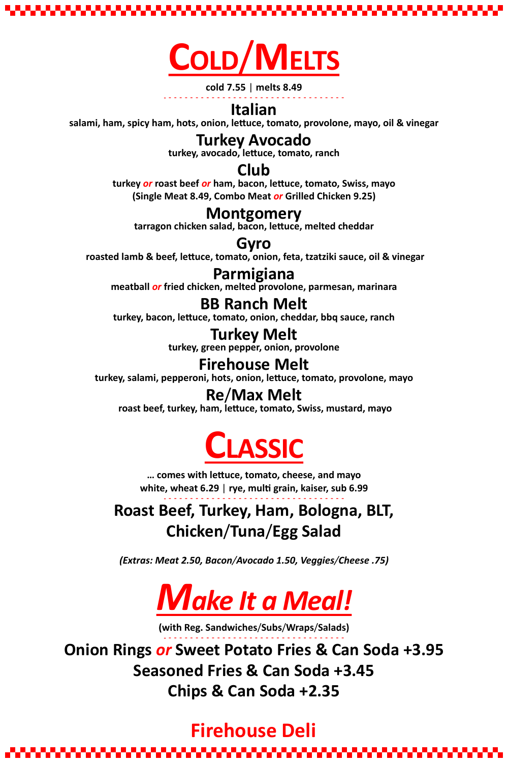# Cold/Melts

**cold 7.55 | melts 8.49**

### Italian
salami, ham, spicy ham, hots, onion, lettuce, tomato, provolone, mayo, oil & vinegar

### Turkey Avocado
turkey, avocado, lettuce, tomato, ranch

### Club
turkey *or* roast beef *or* ham, bacon, lettuce, tomato, Swiss, mayo
(Single Meat 8.49, Combo Meat *or* Grilled Chicken 9.25)

### Montgomery
tarragon chicken salad, bacon, lettuce, melted cheddar

### Gyro
roasted lamb & beef, lettuce, tomato, onion, feta, tzatziki sauce, oil & vinegar

### Parmigiana
meatball *or* fried chicken, melted provolone, parmesan, marinara

### BB Ranch Melt
turkey, bacon, lettuce, tomato, onion, cheddar, bbq sauce, ranch

### Turkey Melt
turkey, green pepper, onion, provolone

### Firehouse Melt
turkey, salami, pepperoni, hots, onion, lettuce, tomato, provolone, mayo

### Re/Max Melt
roast beef, turkey, ham, lettuce, tomato, Swiss, mustard, mayo

# Classic

**… comes with lettuce, tomato, cheese, and mayo**
**white, wheat 6.29 | rye, multi grain, kaiser, sub 6.99**

## Roast Beef, Turkey, Ham, Bologna, BLT, Chicken/Tuna/Egg Salad

*(Extras: Meat 2.50, Bacon/Avocado 1.50, Veggies/Cheese .75)*

# *Make It a Meal!*

**(with Reg. Sandwiches/Subs/Wraps/Salads)**

**Onion Rings *or* Sweet Potato Fries & Can Soda +3.95**
**Seasoned Fries & Can Soda +3.45**
**Chips & Can Soda +2.35**

## Firehouse Deli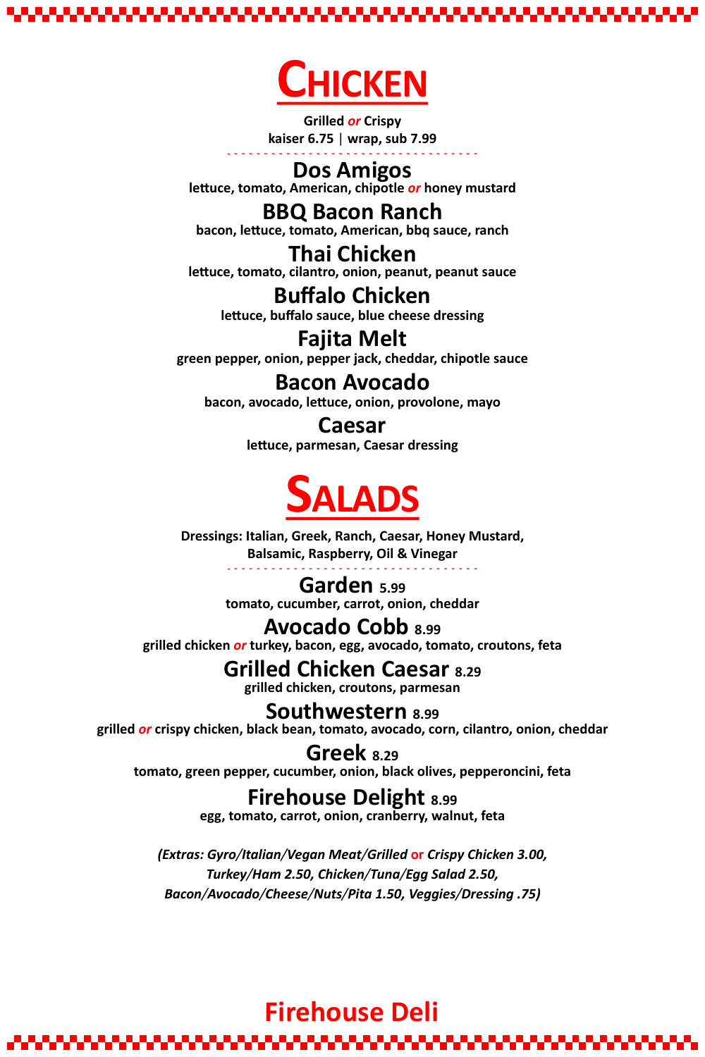# Chicken

**Grilled *or* Crispy**
**kaiser 6.75 | wrap, sub 7.99**

## Dos Amigos
**lettuce, tomato, American, chipotle *or* honey mustard**

## BBQ Bacon Ranch
**bacon, lettuce, tomato, American, bbq sauce, ranch**

## Thai Chicken
**lettuce, tomato, cilantro, onion, peanut, peanut sauce**

## Buffalo Chicken
**lettuce, buffalo sauce, blue cheese dressing**

## Fajita Melt
**green pepper, onion, pepper jack, cheddar, chipotle sauce**

## Bacon Avocado
**bacon, avocado, lettuce, onion, provolone, mayo**

## Caesar
**lettuce, parmesan, Caesar dressing**

# Salads

**Dressings: Italian, Greek, Ranch, Caesar, Honey Mustard, Balsamic, Raspberry, Oil & Vinegar**

## Garden 5.99
**tomato, cucumber, carrot, onion, cheddar**

## Avocado Cobb 8.99
**grilled chicken *or* turkey, bacon, egg, avocado, tomato, croutons, feta**

## Grilled Chicken Caesar 8.29
**grilled chicken, croutons, parmesan**

## Southwestern 8.99
**grilled *or* crispy chicken, black bean, tomato, avocado, corn, cilantro, onion, cheddar**

## Greek 8.29
**tomato, green pepper, cucumber, onion, black olives, pepperoncini, feta**

## Firehouse Delight 8.99
**egg, tomato, carrot, onion, cranberry, walnut, feta**

***(Extras: Gyro/Italian/Vegan Meat/Grilled or Crispy Chicken 3.00, Turkey/Ham 2.50, Chicken/Tuna/Egg Salad 2.50, Bacon/Avocado/Cheese/Nuts/Pita 1.50, Veggies/Dressing .75)***

**Firehouse Deli**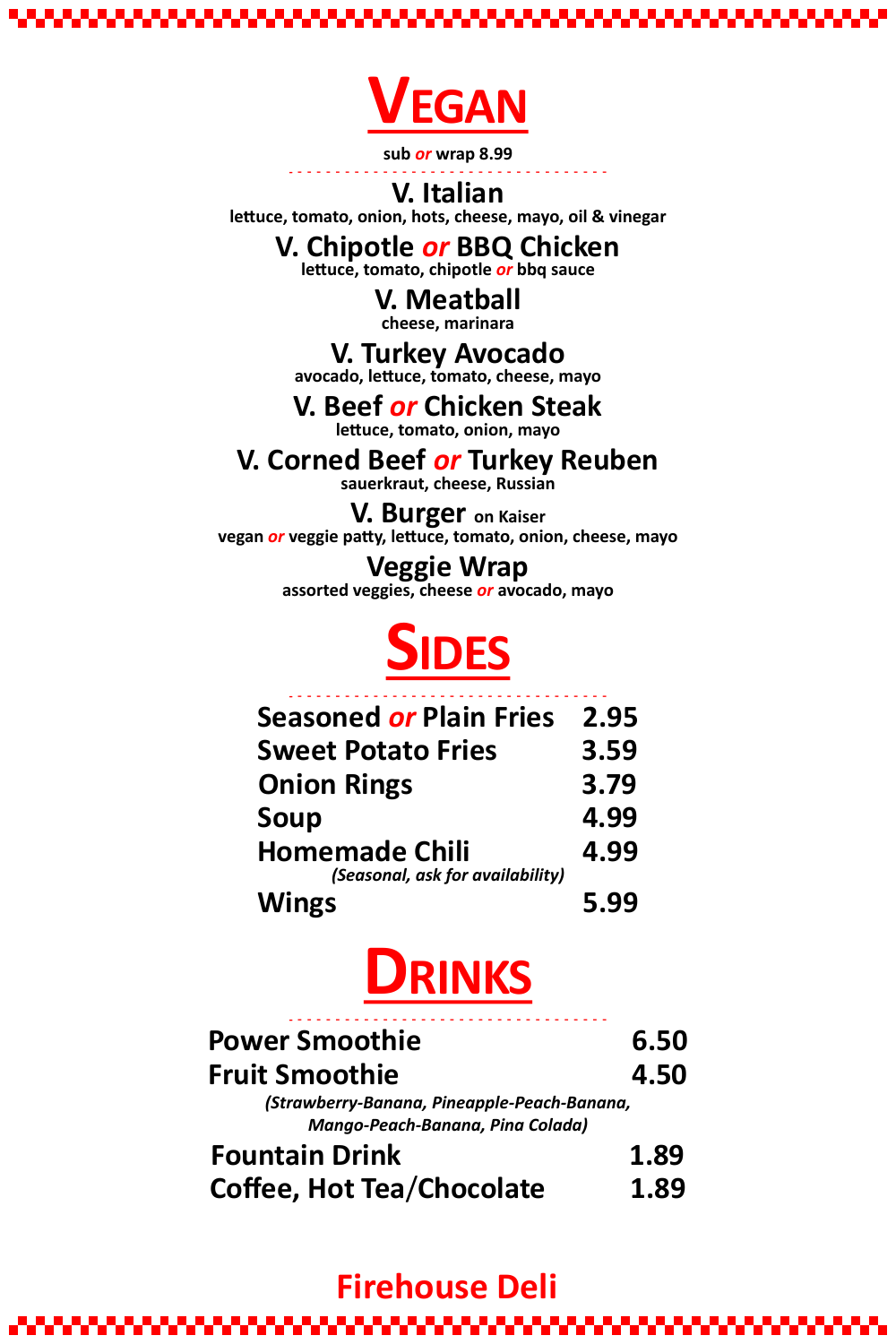# VEGAN

sub *or* wrap 8.99

**V. Italian**
lettuce, tomato, onion, hots, cheese, mayo, oil & vinegar

**V. Chipotle *or* BBQ Chicken**
lettuce, tomato, chipotle *or* bbq sauce

**V. Meatball**
cheese, marinara

**V. Turkey Avocado**
avocado, lettuce, tomato, cheese, mayo

**V. Beef *or* Chicken Steak**
lettuce, tomato, onion, mayo

**V. Corned Beef *or* Turkey Reuben**
sauerkraut, cheese, Russian

**V. Burger** on Kaiser
vegan *or* veggie patty, lettuce, tomato, onion, cheese, mayo

**Veggie Wrap**
assorted veggies, cheese *or* avocado, mayo

# SIDES

| | |
|---|---|
| Seasoned *or* Plain Fries | 2.95 |
| Sweet Potato Fries | 3.59 |
| Onion Rings | 3.79 |
| Soup | 4.99 |
| Homemade Chili *(Seasonal, ask for availability)* | 4.99 |
| Wings | 5.99 |

# DRINKS

| | |
|---|---|
| Power Smoothie | 6.50 |
| Fruit Smoothie *(Strawberry-Banana, Pineapple-Peach-Banana, Mango-Peach-Banana, Pina Colada)* | 4.50 |
| Fountain Drink | 1.89 |
| Coffee, Hot Tea/Chocolate | 1.89 |

**Firehouse Deli**